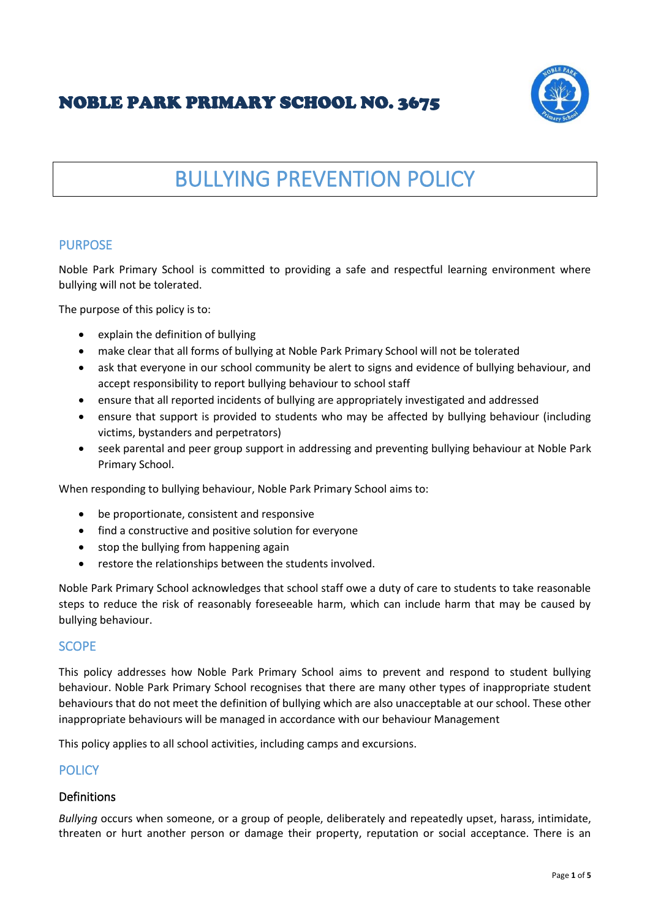# NOBLE PARK PRIMARY SCHOOL NO. 3675

# BULLYING PREVENTION POLICY

## PURPOSE

Noble Park Primary School is committed to providing a safe and respectful learning environment where bullying will not be tolerated.

The purpose of this policy is to:

- explain the definition of bullying
- make clear that all forms of bullying at Noble Park Primary School will not be tolerated
- ask that everyone in our school community be alert to signs and evidence of bullying behaviour, and accept responsibility to report bullying behaviour to school staff
- ensure that all reported incidents of bullying are appropriately investigated and addressed
- ensure that support is provided to students who may be affected by bullying behaviour (including victims, bystanders and perpetrators)
- seek parental and peer group support in addressing and preventing bullying behaviour at Noble Park Primary School.

When responding to bullying behaviour, Noble Park Primary School aims to:

- be proportionate, consistent and responsive
- find a constructive and positive solution for everyone
- stop the bullying from happening again
- restore the relationships between the students involved.

Noble Park Primary School acknowledges that school staff owe a duty of care to students to take reasonable steps to reduce the risk of reasonably foreseeable harm, which can include harm that may be caused by bullying behaviour.

## SCOPE

This policy addresses how Noble Park Primary School aims to prevent and respond to student bullying behaviour. Noble Park Primary School recognises that there are many other types of inappropriate student behaviours that do not meet the definition of bullying which are also unacceptable at our school. These other inappropriate behaviours will be managed in accordance with our behaviour Management

This policy applies to all school activities, including camps and excursions.

## POLICY

### Definitions

*Bullying* occurs when someone, or a group of people, deliberately and repeatedly upset, harass, intimidate, threaten or hurt another person or damage their property, reputation or social acceptance. There is an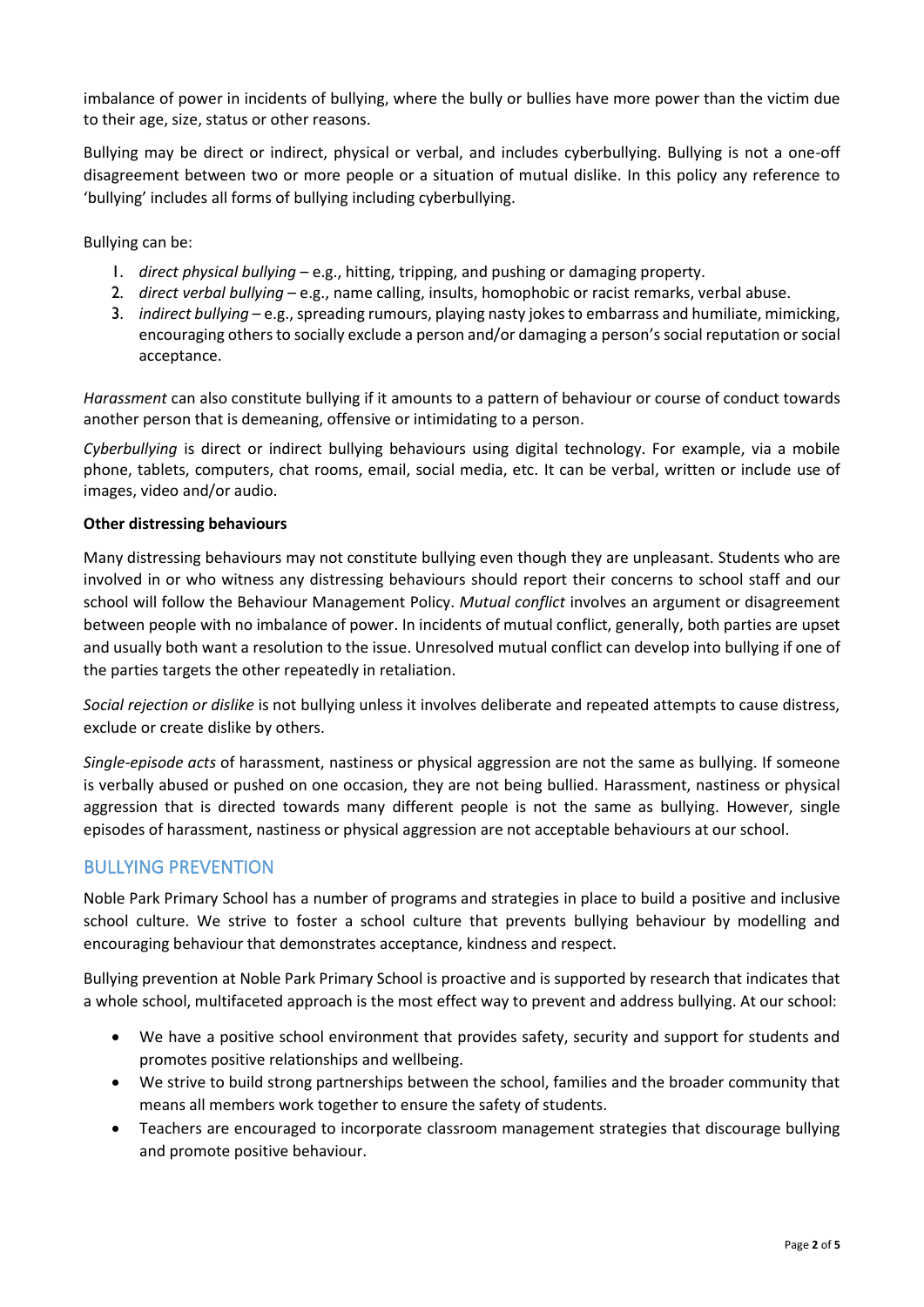imbalance of power in incidents of bullying, where the bully or bullies have more power than the victim due to their age, size, status or other reasons.

Bullying may be direct or indirect, physical or verbal, and includes cyberbullying. Bullying is not a one-off disagreement between two or more people or a situation of mutual dislike. In this policy any reference to 'bullying' includes all forms of bullying including cyberbullying.

Bullying can be:

1. *direct physical bullying* – e.g., hitting, tripping, and pushing or damaging property.
2. *direct verbal bullying* – e.g., name calling, insults, homophobic or racist remarks, verbal abuse.
3. *indirect bullying* – e.g., spreading rumours, playing nasty jokes to embarrass and humiliate, mimicking, encouraging others to socially exclude a person and/or damaging a person's social reputation or social acceptance.

*Harassment* can also constitute bullying if it amounts to a pattern of behaviour or course of conduct towards another person that is demeaning, offensive or intimidating to a person.

*Cyberbullying* is direct or indirect bullying behaviours using digital technology. For example, via a mobile phone, tablets, computers, chat rooms, email, social media, etc. It can be verbal, written or include use of images, video and/or audio.

**Other distressing behaviours**

Many distressing behaviours may not constitute bullying even though they are unpleasant. Students who are involved in or who witness any distressing behaviours should report their concerns to school staff and our school will follow the Behaviour Management Policy. *Mutual conflict* involves an argument or disagreement between people with no imbalance of power. In incidents of mutual conflict, generally, both parties are upset and usually both want a resolution to the issue. Unresolved mutual conflict can develop into bullying if one of the parties targets the other repeatedly in retaliation.

*Social rejection or dislike* is not bullying unless it involves deliberate and repeated attempts to cause distress, exclude or create dislike by others.

*Single-episode acts* of harassment, nastiness or physical aggression are not the same as bullying. If someone is verbally abused or pushed on one occasion, they are not being bullied. Harassment, nastiness or physical aggression that is directed towards many different people is not the same as bullying. However, single episodes of harassment, nastiness or physical aggression are not acceptable behaviours at our school.

## BULLYING PREVENTION

Noble Park Primary School has a number of programs and strategies in place to build a positive and inclusive school culture. We strive to foster a school culture that prevents bullying behaviour by modelling and encouraging behaviour that demonstrates acceptance, kindness and respect.

Bullying prevention at Noble Park Primary School is proactive and is supported by research that indicates that a whole school, multifaceted approach is the most effect way to prevent and address bullying. At our school:

- We have a positive school environment that provides safety, security and support for students and promotes positive relationships and wellbeing.
- We strive to build strong partnerships between the school, families and the broader community that means all members work together to ensure the safety of students.
- Teachers are encouraged to incorporate classroom management strategies that discourage bullying and promote positive behaviour.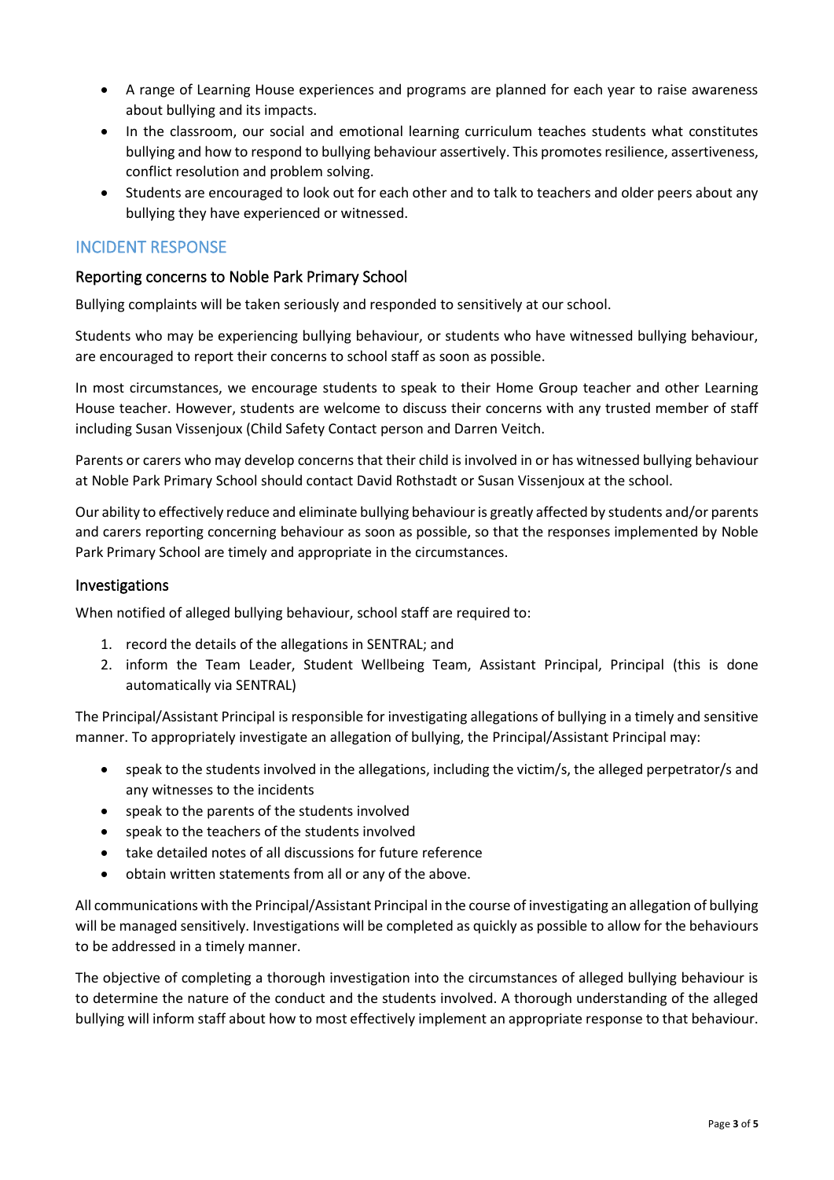- A range of Learning House experiences and programs are planned for each year to raise awareness about bullying and its impacts.
- In the classroom, our social and emotional learning curriculum teaches students what constitutes bullying and how to respond to bullying behaviour assertively. This promotes resilience, assertiveness, conflict resolution and problem solving.
- Students are encouraged to look out for each other and to talk to teachers and older peers about any bullying they have experienced or witnessed.

## INCIDENT RESPONSE

### Reporting concerns to Noble Park Primary School

Bullying complaints will be taken seriously and responded to sensitively at our school.

Students who may be experiencing bullying behaviour, or students who have witnessed bullying behaviour, are encouraged to report their concerns to school staff as soon as possible.

In most circumstances, we encourage students to speak to their Home Group teacher and other Learning House teacher. However, students are welcome to discuss their concerns with any trusted member of staff including Susan Vissenjoux (Child Safety Contact person and Darren Veitch.

Parents or carers who may develop concerns that their child is involved in or has witnessed bullying behaviour at Noble Park Primary School should contact David Rothstadt or Susan Vissenjoux at the school.

Our ability to effectively reduce and eliminate bullying behaviour is greatly affected by students and/or parents and carers reporting concerning behaviour as soon as possible, so that the responses implemented by Noble Park Primary School are timely and appropriate in the circumstances.

### Investigations

When notified of alleged bullying behaviour, school staff are required to:

1. record the details of the allegations in SENTRAL; and
2. inform the Team Leader, Student Wellbeing Team, Assistant Principal, Principal (this is done automatically via SENTRAL)

The Principal/Assistant Principal is responsible for investigating allegations of bullying in a timely and sensitive manner. To appropriately investigate an allegation of bullying, the Principal/Assistant Principal may:

- speak to the students involved in the allegations, including the victim/s, the alleged perpetrator/s and any witnesses to the incidents
- speak to the parents of the students involved
- speak to the teachers of the students involved
- take detailed notes of all discussions for future reference
- obtain written statements from all or any of the above.

All communications with the Principal/Assistant Principal in the course of investigating an allegation of bullying will be managed sensitively. Investigations will be completed as quickly as possible to allow for the behaviours to be addressed in a timely manner.

The objective of completing a thorough investigation into the circumstances of alleged bullying behaviour is to determine the nature of the conduct and the students involved. A thorough understanding of the alleged bullying will inform staff about how to most effectively implement an appropriate response to that behaviour.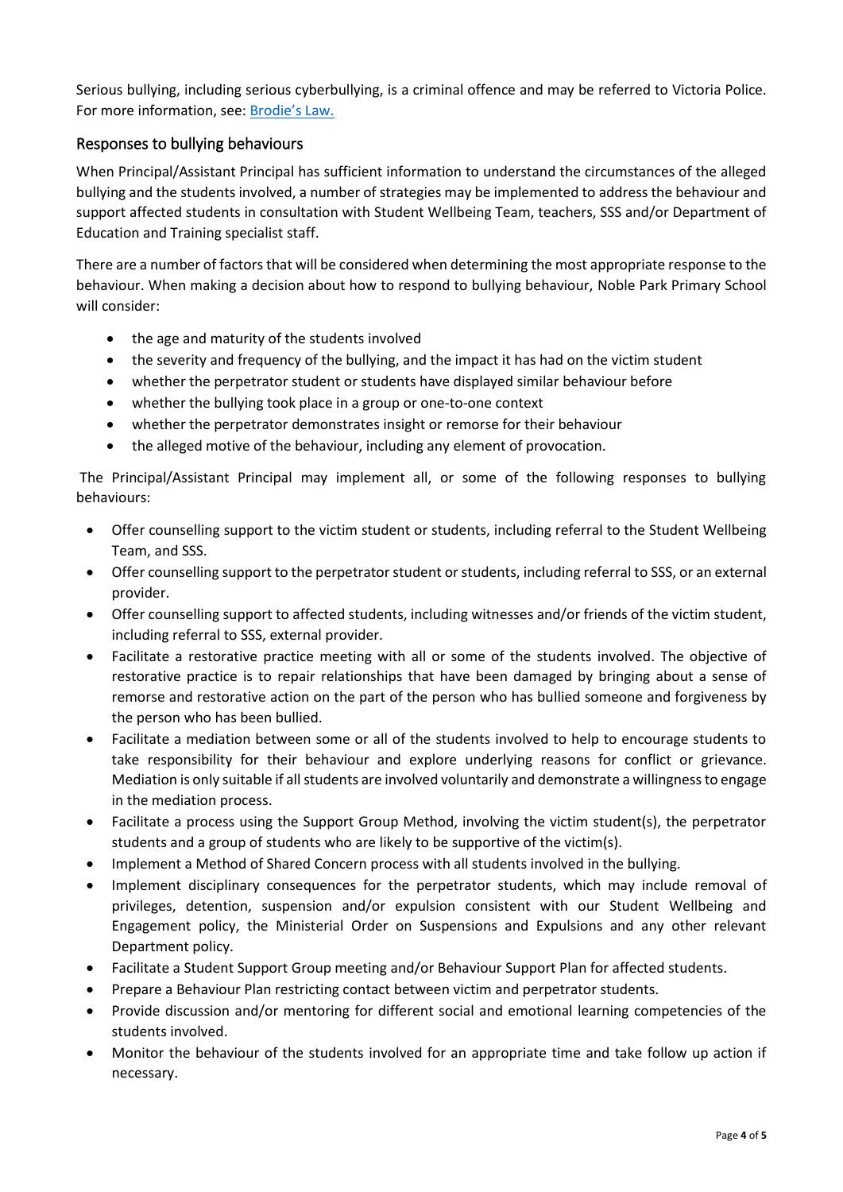Serious bullying, including serious cyberbullying, is a criminal offence and may be referred to Victoria Police. For more information, see: [Brodie's Law.]()

## Responses to bullying behaviours

When Principal/Assistant Principal has sufficient information to understand the circumstances of the alleged bullying and the students involved, a number of strategies may be implemented to address the behaviour and support affected students in consultation with Student Wellbeing Team, teachers, SSS and/or Department of Education and Training specialist staff.

There are a number of factors that will be considered when determining the most appropriate response to the behaviour. When making a decision about how to respond to bullying behaviour, Noble Park Primary School will consider:

- the age and maturity of the students involved
- the severity and frequency of the bullying, and the impact it has had on the victim student
- whether the perpetrator student or students have displayed similar behaviour before
- whether the bullying took place in a group or one-to-one context
- whether the perpetrator demonstrates insight or remorse for their behaviour
- the alleged motive of the behaviour, including any element of provocation.

The Principal/Assistant Principal may implement all, or some of the following responses to bullying behaviours:

- Offer counselling support to the victim student or students, including referral to the Student Wellbeing Team, and SSS.
- Offer counselling support to the perpetrator student or students, including referral to SSS, or an external provider.
- Offer counselling support to affected students, including witnesses and/or friends of the victim student, including referral to SSS, external provider.
- Facilitate a restorative practice meeting with all or some of the students involved. The objective of restorative practice is to repair relationships that have been damaged by bringing about a sense of remorse and restorative action on the part of the person who has bullied someone and forgiveness by the person who has been bullied.
- Facilitate a mediation between some or all of the students involved to help to encourage students to take responsibility for their behaviour and explore underlying reasons for conflict or grievance. Mediation is only suitable if all students are involved voluntarily and demonstrate a willingness to engage in the mediation process.
- Facilitate a process using the Support Group Method, involving the victim student(s), the perpetrator students and a group of students who are likely to be supportive of the victim(s).
- Implement a Method of Shared Concern process with all students involved in the bullying.
- Implement disciplinary consequences for the perpetrator students, which may include removal of privileges, detention, suspension and/or expulsion consistent with our Student Wellbeing and Engagement policy, the Ministerial Order on Suspensions and Expulsions and any other relevant Department policy.
- Facilitate a Student Support Group meeting and/or Behaviour Support Plan for affected students.
- Prepare a Behaviour Plan restricting contact between victim and perpetrator students.
- Provide discussion and/or mentoring for different social and emotional learning competencies of the students involved.
- Monitor the behaviour of the students involved for an appropriate time and take follow up action if necessary.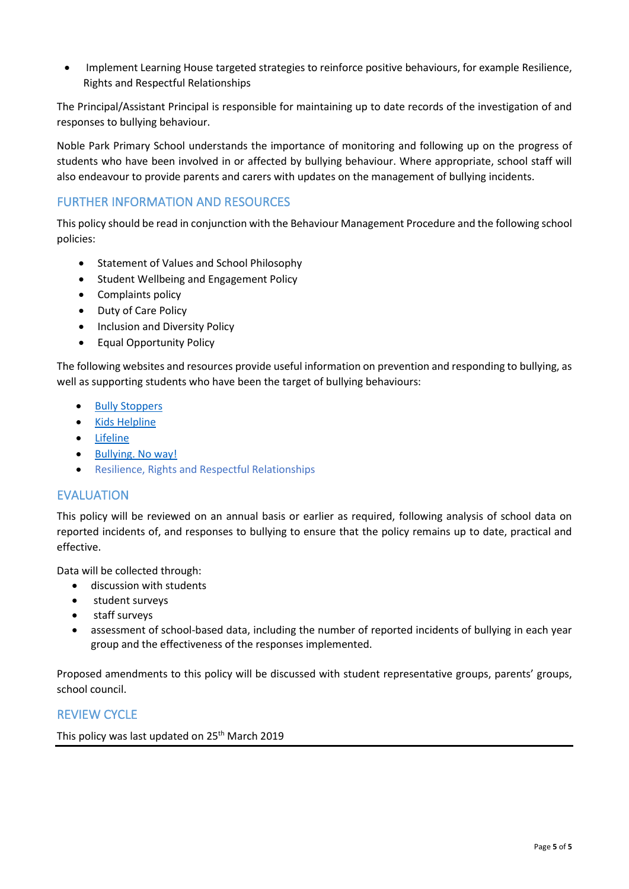- Implement Learning House targeted strategies to reinforce positive behaviours, for example Resilience, Rights and Respectful Relationships

The Principal/Assistant Principal is responsible for maintaining up to date records of the investigation of and responses to bullying behaviour.

Noble Park Primary School understands the importance of monitoring and following up on the progress of students who have been involved in or affected by bullying behaviour. Where appropriate, school staff will also endeavour to provide parents and carers with updates on the management of bullying incidents.

## FURTHER INFORMATION AND RESOURCES

This policy should be read in conjunction with the Behaviour Management Procedure and the following school policies:

- Statement of Values and School Philosophy
- Student Wellbeing and Engagement Policy
- Complaints policy
- Duty of Care Policy
- Inclusion and Diversity Policy
- Equal Opportunity Policy

The following websites and resources provide useful information on prevention and responding to bullying, as well as supporting students who have been the target of bullying behaviours:

- Bully Stoppers
- Kids Helpline
- Lifeline
- Bullying. No way!
- Resilience, Rights and Respectful Relationships

## EVALUATION

This policy will be reviewed on an annual basis or earlier as required, following analysis of school data on reported incidents of, and responses to bullying to ensure that the policy remains up to date, practical and effective.

Data will be collected through:

- discussion with students
- student surveys
- staff surveys
- assessment of school-based data, including the number of reported incidents of bullying in each year group and the effectiveness of the responses implemented.

Proposed amendments to this policy will be discussed with student representative groups, parents' groups, school council.

## REVIEW CYCLE

This policy was last updated on 25th March 2019